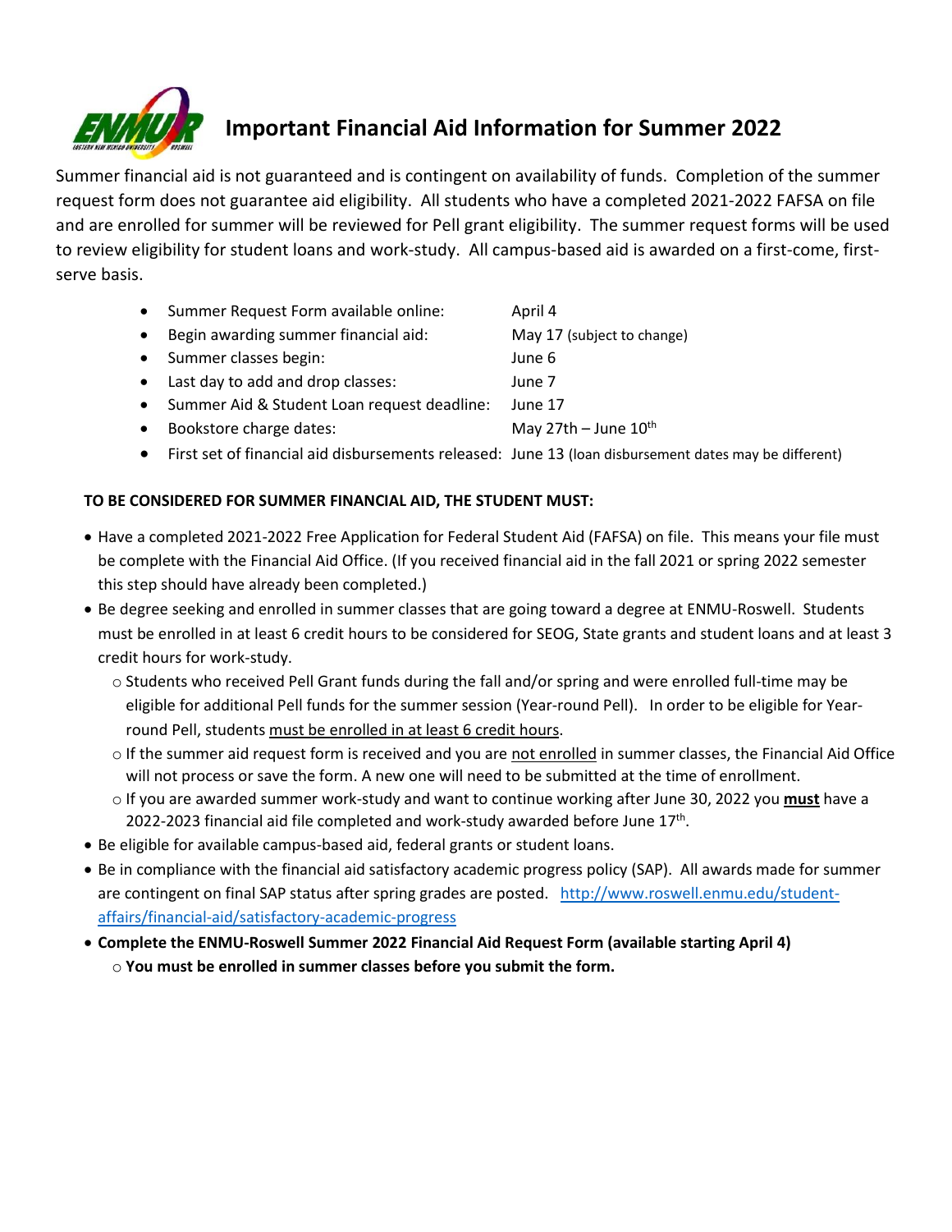# Important Financial Aid Information for Summer 2022

Summer financial aid is not guaranteed and is contingent on availability of funds. Completion of the summer request form does not guarantee aid eligibility. All students who have a completed 2021-2022 FAFSA on file and are enrolled for summer will be reviewed for Pell grant eligibility. The summer request forms will be used to review eligibility for student loans and work-study. All campus-based aid is awarded on a first-come, first-serve basis.

- Summer Request Form available online: April 4
- Begin awarding summer financial aid: May 17 (subject to change)
- Summer classes begin: June 6
- Last day to add and drop classes: June 7
- Summer Aid & Student Loan request deadline: June 17
- Bookstore charge dates: May 27th – June 10th
- First set of financial aid disbursements released: June 13 (loan disbursement dates may be different)

**TO BE CONSIDERED FOR SUMMER FINANCIAL AID, THE STUDENT MUST:**

- Have a completed 2021-2022 Free Application for Federal Student Aid (FAFSA) on file. This means your file must be complete with the Financial Aid Office. (If you received financial aid in the fall 2021 or spring 2022 semester this step should have already been completed.)
- Be degree seeking and enrolled in summer classes that are going toward a degree at ENMU-Roswell. Students must be enrolled in at least 6 credit hours to be considered for SEOG, State grants and student loans and at least 3 credit hours for work-study.
  - Students who received Pell Grant funds during the fall and/or spring and were enrolled full-time may be eligible for additional Pell funds for the summer session (Year-round Pell). In order to be eligible for Year-round Pell, students must be enrolled in at least 6 credit hours.
  - If the summer aid request form is received and you are not enrolled in summer classes, the Financial Aid Office will not process or save the form. A new one will need to be submitted at the time of enrollment.
  - If you are awarded summer work-study and want to continue working after June 30, 2022 you **must** have a 2022-2023 financial aid file completed and work-study awarded before June 17th.
- Be eligible for available campus-based aid, federal grants or student loans.
- Be in compliance with the financial aid satisfactory academic progress policy (SAP). All awards made for summer are contingent on final SAP status after spring grades are posted. http://www.roswell.enmu.edu/student-affairs/financial-aid/satisfactory-academic-progress
- **Complete the ENMU-Roswell Summer 2022 Financial Aid Request Form (available starting April 4)**
  - **You must be enrolled in summer classes before you submit the form.**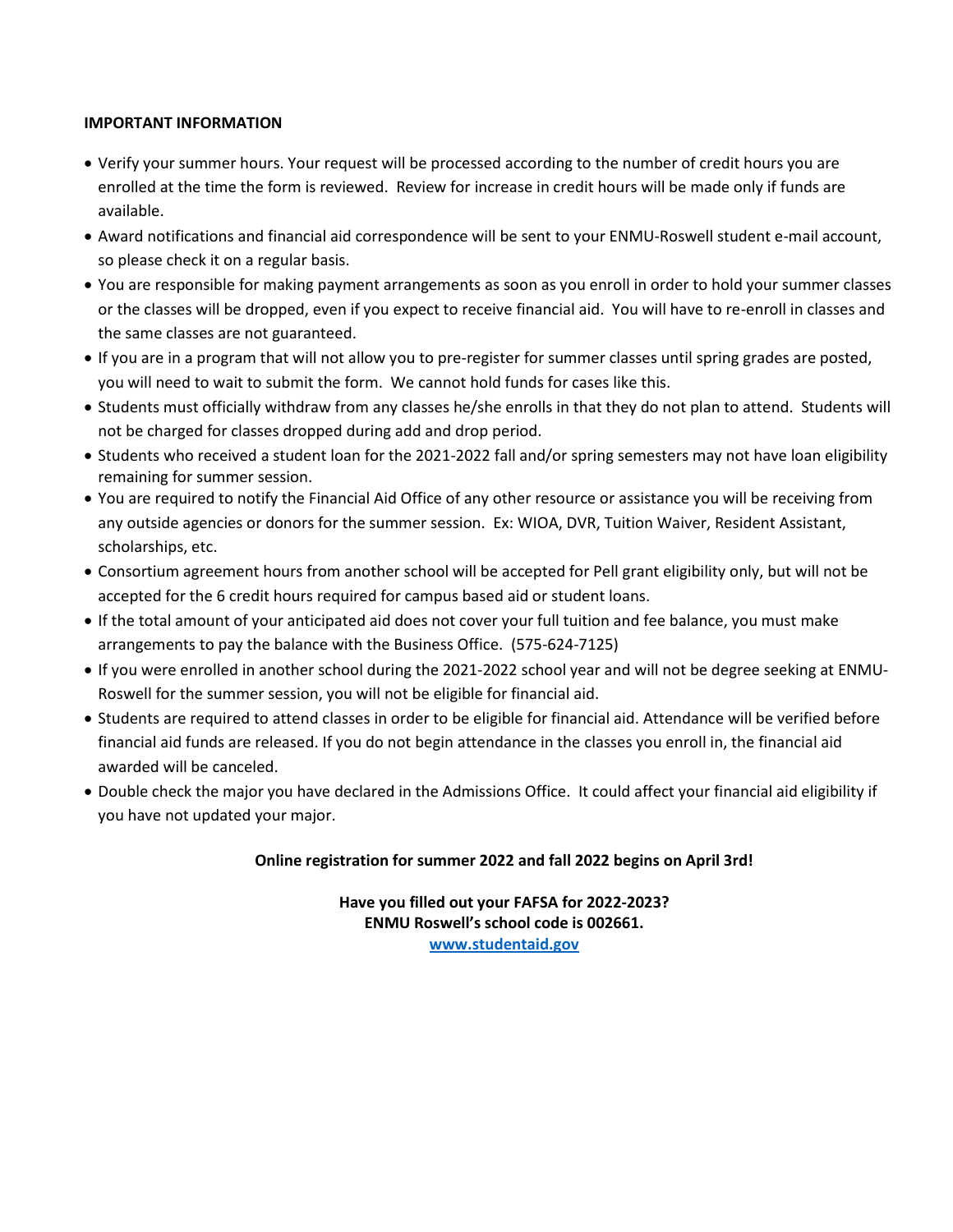**IMPORTANT INFORMATION**

- Verify your summer hours. Your request will be processed according to the number of credit hours you are enrolled at the time the form is reviewed. Review for increase in credit hours will be made only if funds are available.
- Award notifications and financial aid correspondence will be sent to your ENMU-Roswell student e-mail account, so please check it on a regular basis.
- You are responsible for making payment arrangements as soon as you enroll in order to hold your summer classes or the classes will be dropped, even if you expect to receive financial aid. You will have to re-enroll in classes and the same classes are not guaranteed.
- If you are in a program that will not allow you to pre-register for summer classes until spring grades are posted, you will need to wait to submit the form. We cannot hold funds for cases like this.
- Students must officially withdraw from any classes he/she enrolls in that they do not plan to attend. Students will not be charged for classes dropped during add and drop period.
- Students who received a student loan for the 2021-2022 fall and/or spring semesters may not have loan eligibility remaining for summer session.
- You are required to notify the Financial Aid Office of any other resource or assistance you will be receiving from any outside agencies or donors for the summer session. Ex: WIOA, DVR, Tuition Waiver, Resident Assistant, scholarships, etc.
- Consortium agreement hours from another school will be accepted for Pell grant eligibility only, but will not be accepted for the 6 credit hours required for campus based aid or student loans.
- If the total amount of your anticipated aid does not cover your full tuition and fee balance, you must make arrangements to pay the balance with the Business Office. (575-624-7125)
- If you were enrolled in another school during the 2021-2022 school year and will not be degree seeking at ENMU-Roswell for the summer session, you will not be eligible for financial aid.
- Students are required to attend classes in order to be eligible for financial aid. Attendance will be verified before financial aid funds are released. If you do not begin attendance in the classes you enroll in, the financial aid awarded will be canceled.
- Double check the major you have declared in the Admissions Office. It could affect your financial aid eligibility if you have not updated your major.

**Online registration for summer 2022 and fall 2022 begins on April 3rd!**

**Have you filled out your FAFSA for 2022-2023?**
**ENMU Roswell's school code is 002661.**
**www.studentaid.gov**